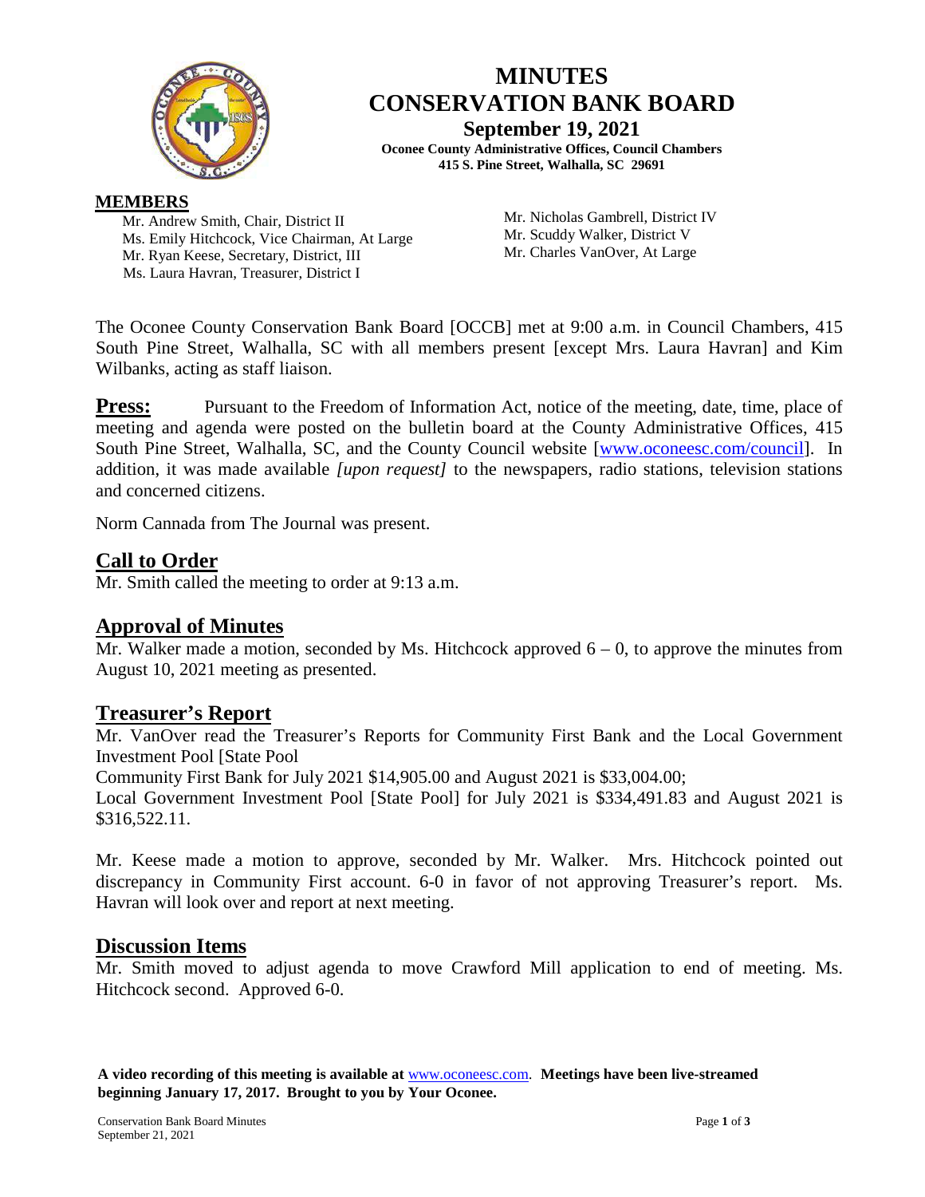# MINUTES
# CONSERVATION BANK BOARD

**September 19, 2021**

**Oconee County Administrative Offices, Council Chambers**
**415 S. Pine Street, Walhalla, SC 29691**

## MEMBERS

Mr. Andrew Smith, Chair, District II
Ms. Emily Hitchcock, Vice Chairman, At Large
Mr. Ryan Keese, Secretary, District, III
Ms. Laura Havran, Treasurer, District I
Mr. Nicholas Gambrell, District IV
Mr. Scuddy Walker, District V
Mr. Charles VanOver, At Large

The Oconee County Conservation Bank Board [OCCB] met at 9:00 a.m. in Council Chambers, 415 South Pine Street, Walhalla, SC with all members present [except Mrs. Laura Havran] and Kim Wilbanks, acting as staff liaison.

**Press:** Pursuant to the Freedom of Information Act, notice of the meeting, date, time, place of meeting and agenda were posted on the bulletin board at the County Administrative Offices, 415 South Pine Street, Walhalla, SC, and the County Council website [www.oconeesc.com/council]. In addition, it was made available *[upon request]* to the newspapers, radio stations, television stations and concerned citizens.

Norm Cannada from The Journal was present.

## Call to Order

Mr. Smith called the meeting to order at 9:13 a.m.

## Approval of Minutes

Mr. Walker made a motion, seconded by Ms. Hitchcock approved 6 – 0, to approve the minutes from August 10, 2021 meeting as presented.

## Treasurer's Report

Mr. VanOver read the Treasurer's Reports for Community First Bank and the Local Government Investment Pool [State Pool
Community First Bank for July 2021 $14,905.00 and August 2021 is $33,004.00;
Local Government Investment Pool [State Pool] for July 2021 is $334,491.83 and August 2021 is $316,522.11.

Mr. Keese made a motion to approve, seconded by Mr. Walker. Mrs. Hitchcock pointed out discrepancy in Community First account. 6-0 in favor of not approving Treasurer's report. Ms. Havran will look over and report at next meeting.

## Discussion Items

Mr. Smith moved to adjust agenda to move Crawford Mill application to end of meeting. Ms. Hitchcock second. Approved 6-0.

**A video recording of this meeting is available at** www.oconeesc.com. **Meetings have been live-streamed beginning January 17, 2017. Brought to you by Your Oconee.**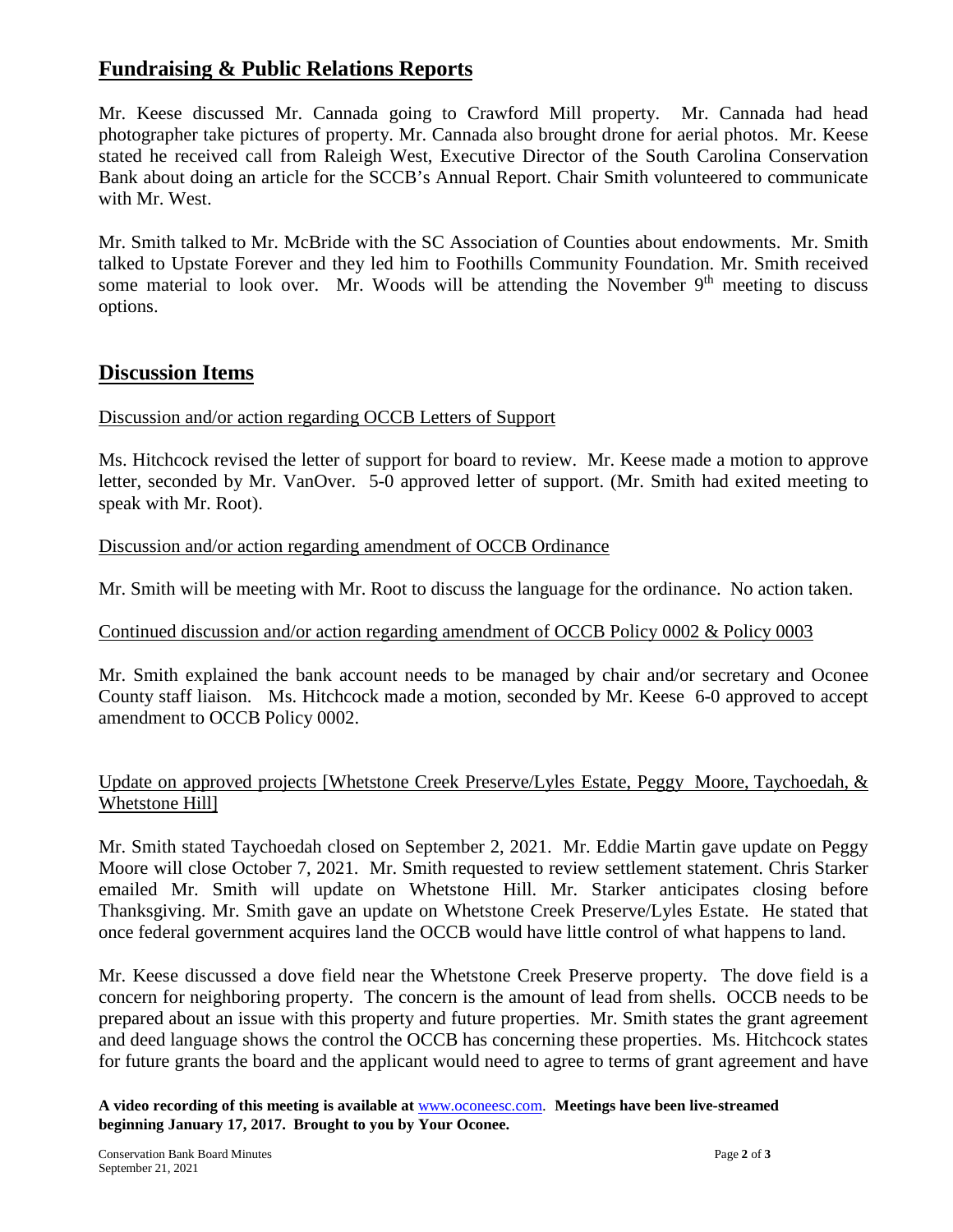## Fundraising & Public Relations Reports

Mr. Keese discussed Mr. Cannada going to Crawford Mill property. Mr. Cannada had head photographer take pictures of property. Mr. Cannada also brought drone for aerial photos. Mr. Keese stated he received call from Raleigh West, Executive Director of the South Carolina Conservation Bank about doing an article for the SCCB's Annual Report. Chair Smith volunteered to communicate with Mr. West.

Mr. Smith talked to Mr. McBride with the SC Association of Counties about endowments. Mr. Smith talked to Upstate Forever and they led him to Foothills Community Foundation. Mr. Smith received some material to look over. Mr. Woods will be attending the November 9th meeting to discuss options.

## Discussion Items

Discussion and/or action regarding OCCB Letters of Support

Ms. Hitchcock revised the letter of support for board to review. Mr. Keese made a motion to approve letter, seconded by Mr. VanOver. 5-0 approved letter of support. (Mr. Smith had exited meeting to speak with Mr. Root).

Discussion and/or action regarding amendment of OCCB Ordinance

Mr. Smith will be meeting with Mr. Root to discuss the language for the ordinance. No action taken.

Continued discussion and/or action regarding amendment of OCCB Policy 0002 & Policy 0003

Mr. Smith explained the bank account needs to be managed by chair and/or secretary and Oconee County staff liaison. Ms. Hitchcock made a motion, seconded by Mr. Keese 6-0 approved to accept amendment to OCCB Policy 0002.

Update on approved projects [Whetstone Creek Preserve/Lyles Estate, Peggy Moore, Taychoedah, & Whetstone Hill]

Mr. Smith stated Taychoedah closed on September 2, 2021. Mr. Eddie Martin gave update on Peggy Moore will close October 7, 2021. Mr. Smith requested to review settlement statement. Chris Starker emailed Mr. Smith will update on Whetstone Hill. Mr. Starker anticipates closing before Thanksgiving. Mr. Smith gave an update on Whetstone Creek Preserve/Lyles Estate. He stated that once federal government acquires land the OCCB would have little control of what happens to land.

Mr. Keese discussed a dove field near the Whetstone Creek Preserve property. The dove field is a concern for neighboring property. The concern is the amount of lead from shells. OCCB needs to be prepared about an issue with this property and future properties. Mr. Smith states the grant agreement and deed language shows the control the OCCB has concerning these properties. Ms. Hitchcock states for future grants the board and the applicant would need to agree to terms of grant agreement and have

**A video recording of this meeting is available at** www.oconeesc.com. **Meetings have been live-streamed beginning January 17, 2017. Brought to you by Your Oconee.**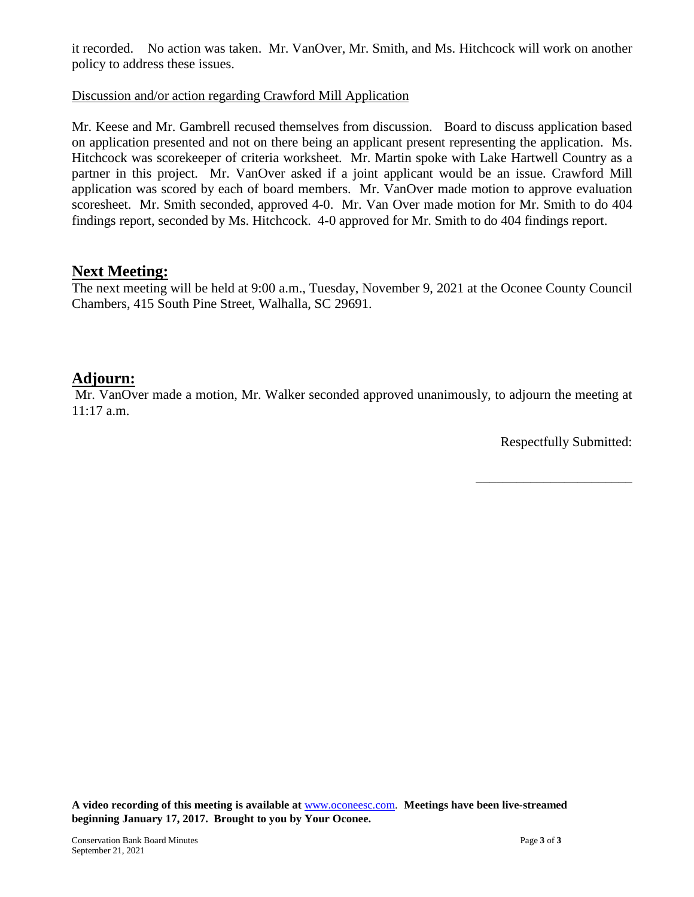it recorded. No action was taken. Mr. VanOver, Mr. Smith, and Ms. Hitchcock will work on another policy to address these issues.

Discussion and/or action regarding Crawford Mill Application

Mr. Keese and Mr. Gambrell recused themselves from discussion. Board to discuss application based on application presented and not on there being an applicant present representing the application. Ms. Hitchcock was scorekeeper of criteria worksheet. Mr. Martin spoke with Lake Hartwell Country as a partner in this project. Mr. VanOver asked if a joint applicant would be an issue. Crawford Mill application was scored by each of board members. Mr. VanOver made motion to approve evaluation scoresheet. Mr. Smith seconded, approved 4-0. Mr. Van Over made motion for Mr. Smith to do 404 findings report, seconded by Ms. Hitchcock. 4-0 approved for Mr. Smith to do 404 findings report.

## Next Meeting:

The next meeting will be held at 9:00 a.m., Tuesday, November 9, 2021 at the Oconee County Council Chambers, 415 South Pine Street, Walhalla, SC 29691.

## Adjourn:

Mr. VanOver made a motion, Mr. Walker seconded approved unanimously, to adjourn the meeting at 11:17 a.m.

Respectfully Submitted:

_______________________

**A video recording of this meeting is available at** www.oconeesc.com. **Meetings have been live-streamed beginning January 17, 2017. Brought to you by Your Oconee.**